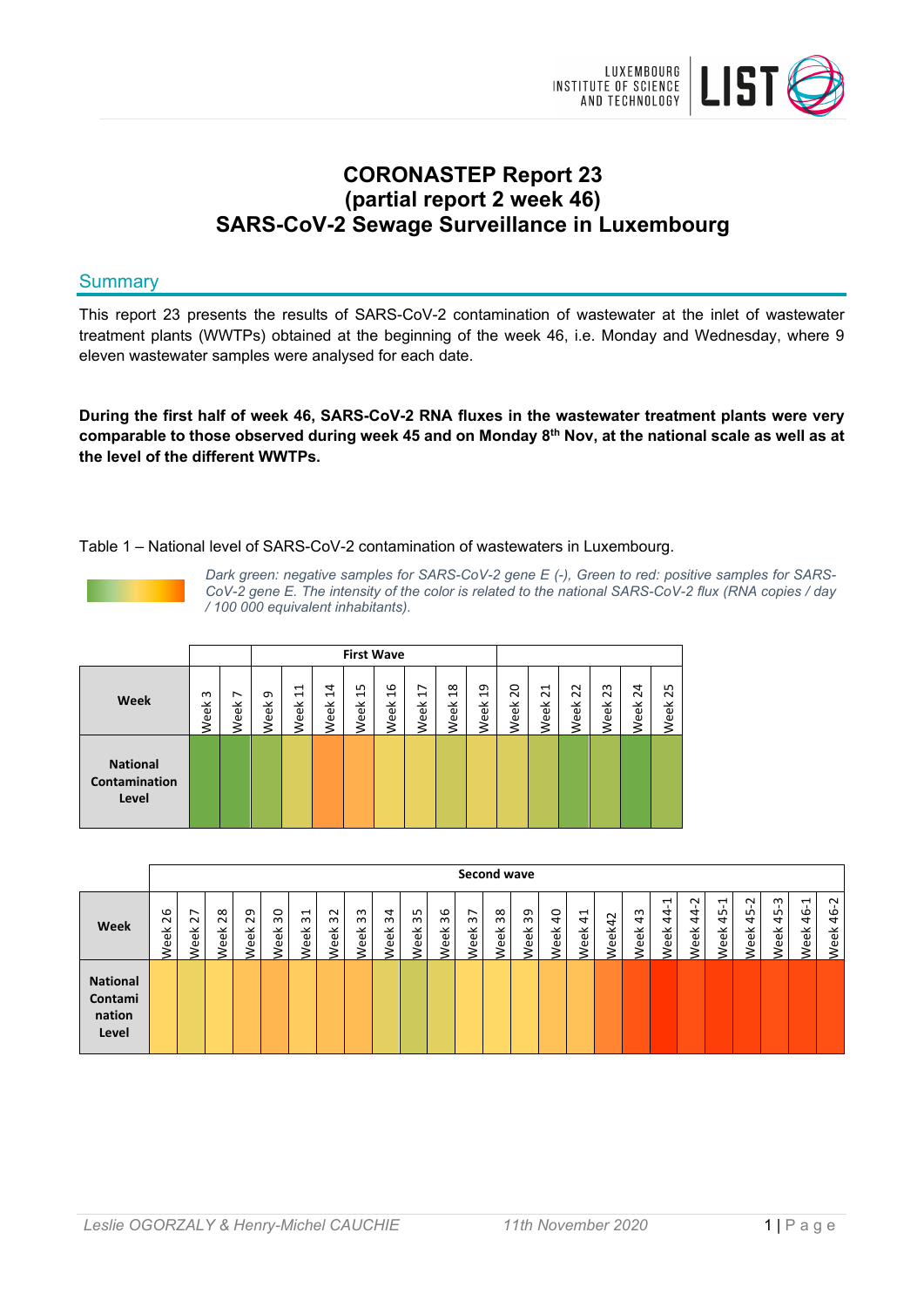# CORONASTEP Report 23
# (partial report 2 week 46)
# SARS-CoV-2 Sewage Surveillance in Luxembourg

## Summary

This report 23 presents the results of SARS-CoV-2 contamination of wastewater at the inlet of wastewater treatment plants (WWTPs) obtained at the beginning of the week 46, i.e. Monday and Wednesday, where 9 eleven wastewater samples were analysed for each date.

**During the first half of week 46, SARS-CoV-2 RNA fluxes in the wastewater treatment plants were very comparable to those observed during week 45 and on Monday 8th Nov, at the national scale as well as at the level of the different WWTPs.**

Table 1 – National level of SARS-CoV-2 contamination of wastewaters in Luxembourg.

*Dark green: negative samples for SARS-CoV-2 gene E (-), Green to red: positive samples for SARS-CoV-2 gene E. The intensity of the color is related to the national SARS-CoV-2 flux (RNA copies / day / 100 000 equivalent inhabitants).*

| | | | First Wave | | | | | | | | | | | | | |
|---|---|---|---|---|---|---|---|---|---|---|---|---|---|---|---|---|
| **Week** | Week 3 | Week 7 | Week 9 | Week 11 | Week 14 | Week 15 | Week 16 | Week 17 | Week 18 | Week 19 | Week 20 | Week 21 | Week 22 | Week 23 | Week 24 | Week 25 |
| **National Contamination Level** | | | | | | | | | | | | | | | | |

| | Second wave | | | | | | | | | | | | | | | | | | | | | | | | |
|---|---|---|---|---|---|---|---|---|---|---|---|---|---|---|---|---|---|---|---|---|---|---|---|---|---|
| **Week** | Week 26 | Week 27 | Week 28 | Week 29 | Week 30 | Week 31 | Week 32 | Week 33 | Week 34 | Week 35 | Week 36 | Week 37 | Week 38 | Week 39 | Week 40 | Week 41 | Week42 | Week 43 | Week 44-1 | Week 44-2 | Week 45-1 | Week 45-2 | Week 45-3 | Week 46-1 | Week 46-2 |
| **National Contamination Level** | | | | | | | | | | | | | | | | | | | | | | | | | |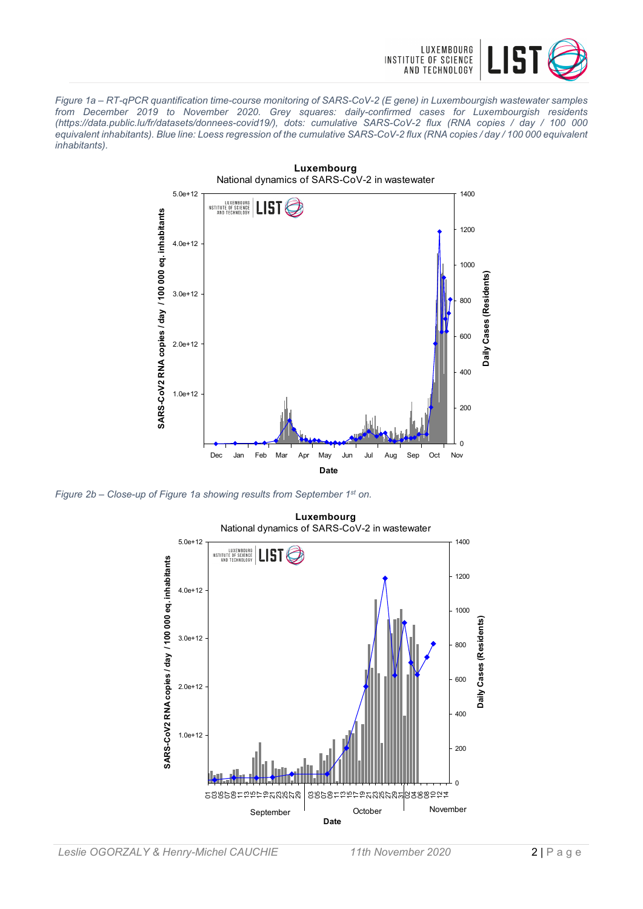*Figure 1a – RT-qPCR quantification time-course monitoring of SARS-CoV-2 (E gene) in Luxembourgish wastewater samples from December 2019 to November 2020. Grey squares: daily-confirmed cases for Luxembourgish residents (https://data.public.lu/fr/datasets/donnees-covid19/), dots: cumulative SARS-CoV-2 flux (RNA copies / day / 100 000 equivalent inhabitants). Blue line: Loess regression of the cumulative SARS-CoV-2 flux (RNA copies / day / 100 000 equivalent inhabitants).*

*Figure 2b – Close-up of Figure 1a showing results from September 1st on.*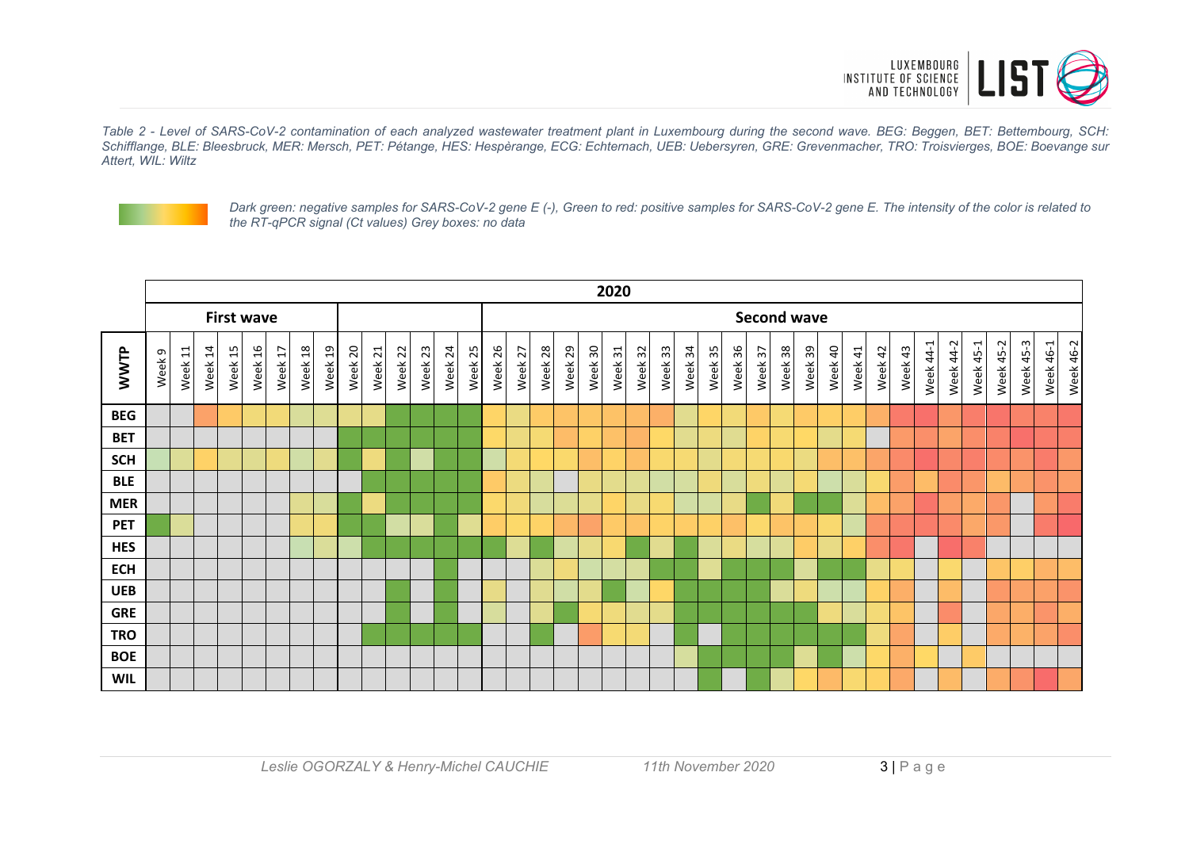*Table 2 - Level of SARS-CoV-2 contamination of each analyzed wastewater treatment plant in Luxembourg during the second wave. BEG: Beggen, BET: Bettembourg, SCH: Schifflange, BLE: Bleesbruck, MER: Mersch, PET: Pétange, HES: Hespèrange, ECG: Echternach, UEB: Uebersyren, GRE: Grevenmacher, TRO: Troisvierges, BOE: Boevange sur Attert, WIL: Wiltz*

*Dark green: negative samples for SARS-CoV-2 gene E (-), Green to red: positive samples for SARS-CoV-2 gene E. The intensity of the color is related to the RT-qPCR signal (Ct values) Grey boxes: no data*

| | 2020 | | | | | | | | | | | | | | | | | | | | | | | | | | | | | | | | | | | | | | |
|---|---|---|---|---|---|---|---|---|---|---|---|---|---|---|---|---|---|---|---|---|---|---|---|---|---|---|---|---|---|---|---|---|---|---|---|---|---|---|---|
| | First wave | | | | | | | | | | | | | | Second wave | | | | | | | | | | | | | | | | | | | | | | | | |
| **WWTP** | Week 9 | Week 11 | Week 14 | Week 15 | Week 16 | Week 17 | Week 18 | Week 19 | Week 20 | Week 21 | Week 22 | Week 23 | Week 24 | Week 25 | Week 26 | Week 27 | Week 28 | Week 29 | Week 30 | Week 31 | Week 32 | Week 33 | Week 34 | Week 35 | Week 36 | Week 37 | Week 38 | Week 39 | Week 40 | Week 41 | Week 42 | Week 43 | Week 44-1 | Week 44-2 | Week 45-1 | Week 45-2 | Week 45-3 | Week 46-1 | Week 46-2 |
| **BEG** | | | | | | | | | | | | | | | | | | | | | | | | | | | | | | | | | | | | | | | |
| **BET** | | | | | | | | | | | | | | | | | | | | | | | | | | | | | | | | | | | | | | | |
| **SCH** | | | | | | | | | | | | | | | | | | | | | | | | | | | | | | | | | | | | | | | |
| **BLE** | | | | | | | | | | | | | | | | | | | | | | | | | | | | | | | | | | | | | | | |
| **MER** | | | | | | | | | | | | | | | | | | | | | | | | | | | | | | | | | | | | | | | |
| **PET** | | | | | | | | | | | | | | | | | | | | | | | | | | | | | | | | | | | | | | | |
| **HES** | | | | | | | | | | | | | | | | | | | | | | | | | | | | | | | | | | | | | | | |
| **ECH** | | | | | | | | | | | | | | | | | | | | | | | | | | | | | | | | | | | | | | | |
| **UEB** | | | | | | | | | | | | | | | | | | | | | | | | | | | | | | | | | | | | | | | |
| **GRE** | | | | | | | | | | | | | | | | | | | | | | | | | | | | | | | | | | | | | | | |
| **TRO** | | | | | | | | | | | | | | | | | | | | | | | | | | | | | | | | | | | | | | | |
| **BOE** | | | | | | | | | | | | | | | | | | | | | | | | | | | | | | | | | | | | | | | |
| **WIL** | | | | | | | | | | | | | | | | | | | | | | | | | | | | | | | | | | | | | | | |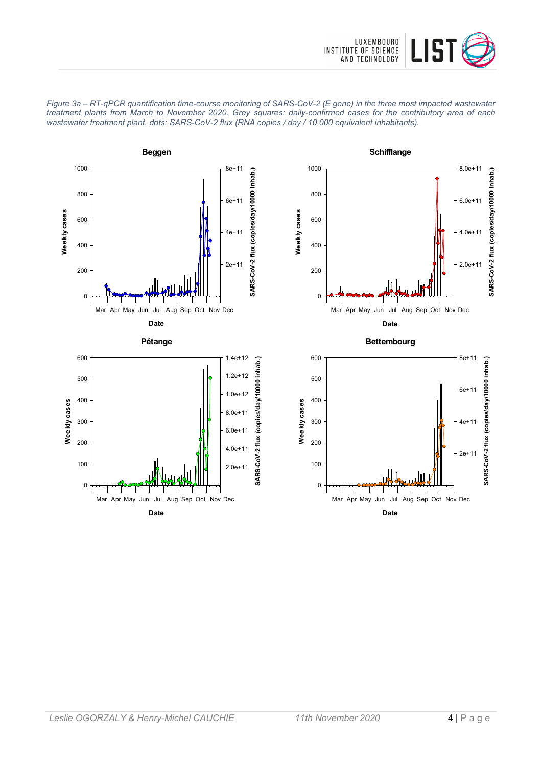*Figure 3a – RT-qPCR quantification time-course monitoring of SARS-CoV-2 (E gene) in the three most impacted wastewater treatment plants from March to November 2020. Grey squares: daily-confirmed cases for the contributory area of each wastewater treatment plant, dots: SARS-CoV-2 flux (RNA copies / day / 10 000 equivalent inhabitants).*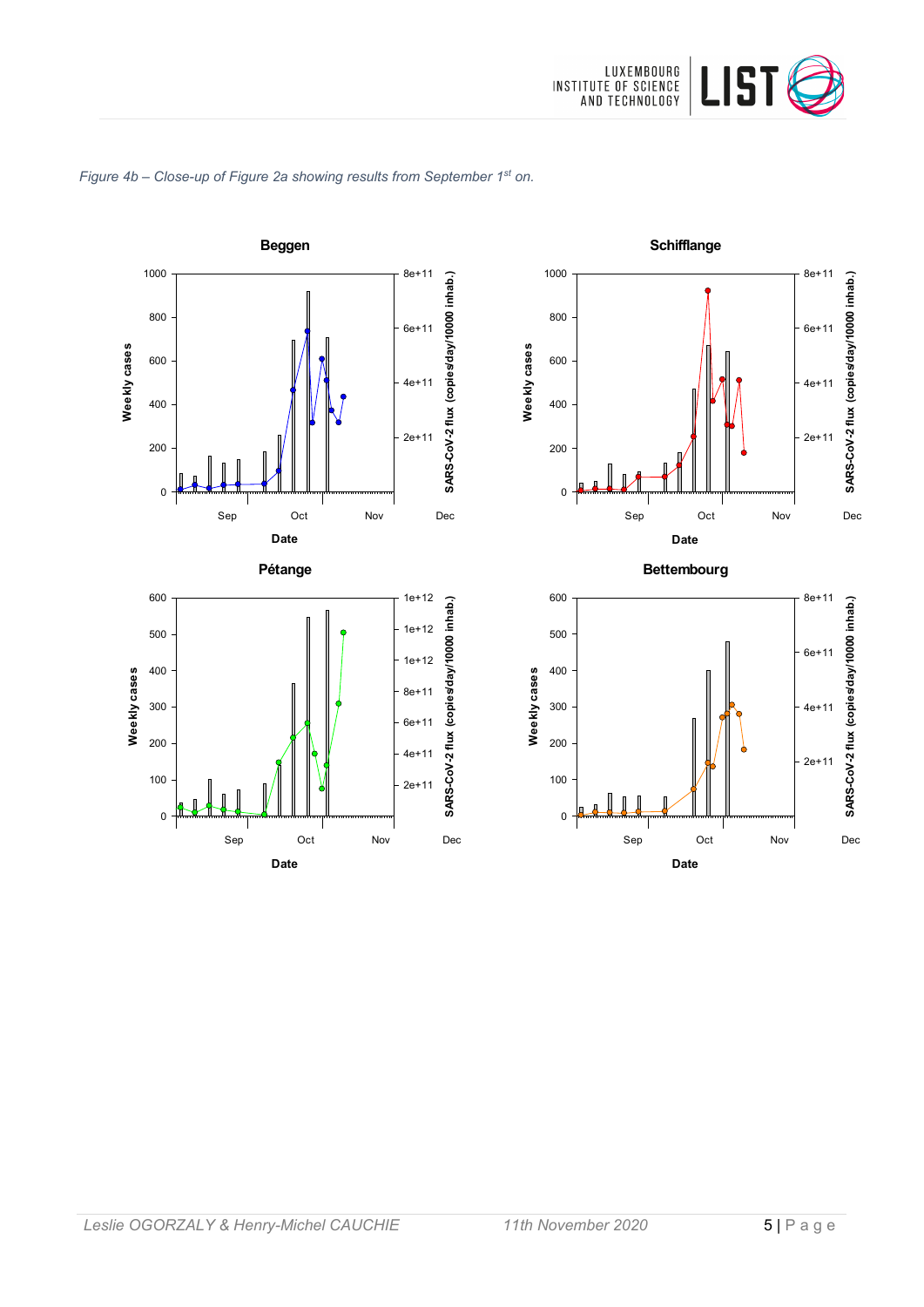*Figure 4b – Close-up of Figure 2a showing results from September 1st on.*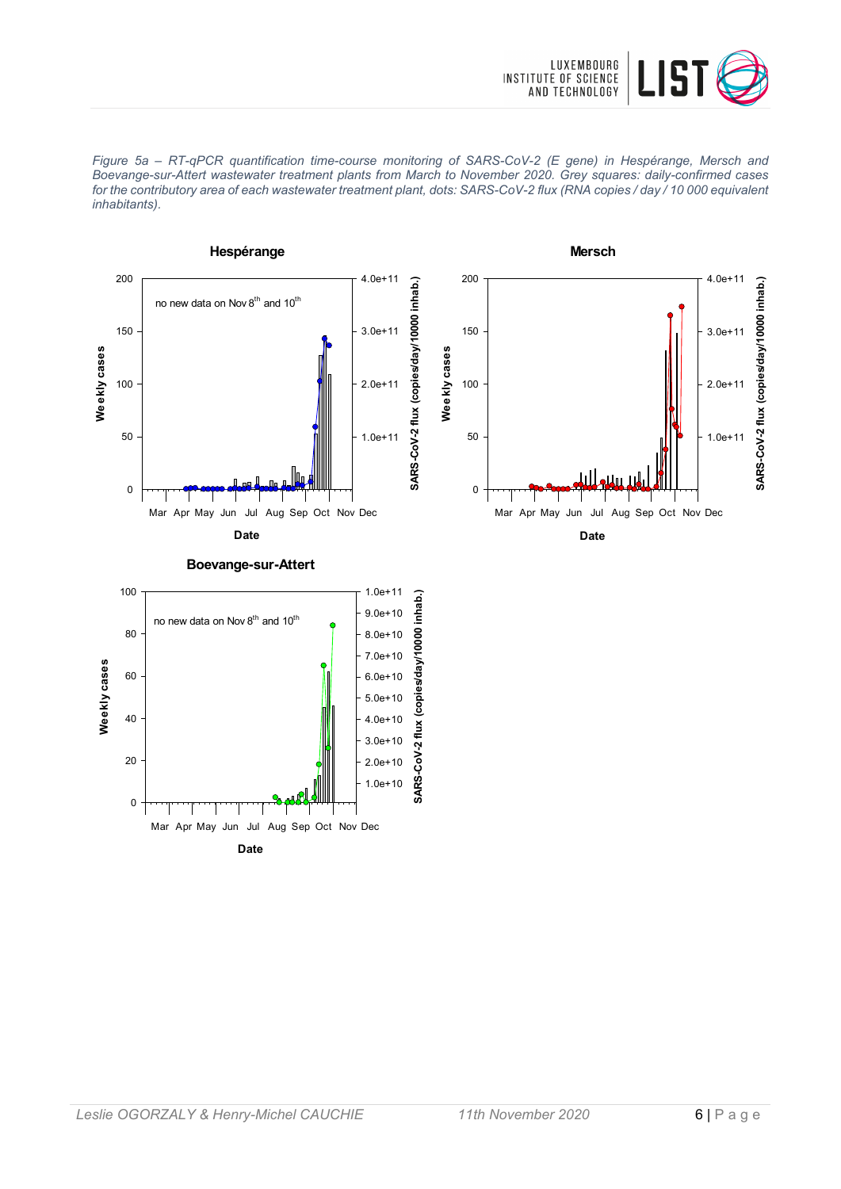*Figure 5a – RT-qPCR quantification time-course monitoring of SARS-CoV-2 (E gene) in Hespérange, Mersch and Boevange-sur-Attert wastewater treatment plants from March to November 2020. Grey squares: daily-confirmed cases for the contributory area of each wastewater treatment plant, dots: SARS-CoV-2 flux (RNA copies / day / 10 000 equivalent inhabitants).*

**Hespérange**

no new data on Nov 8th and 10th

**Mersch**

**Boevange-sur-Attert**

no new data on Nov 8th and 10th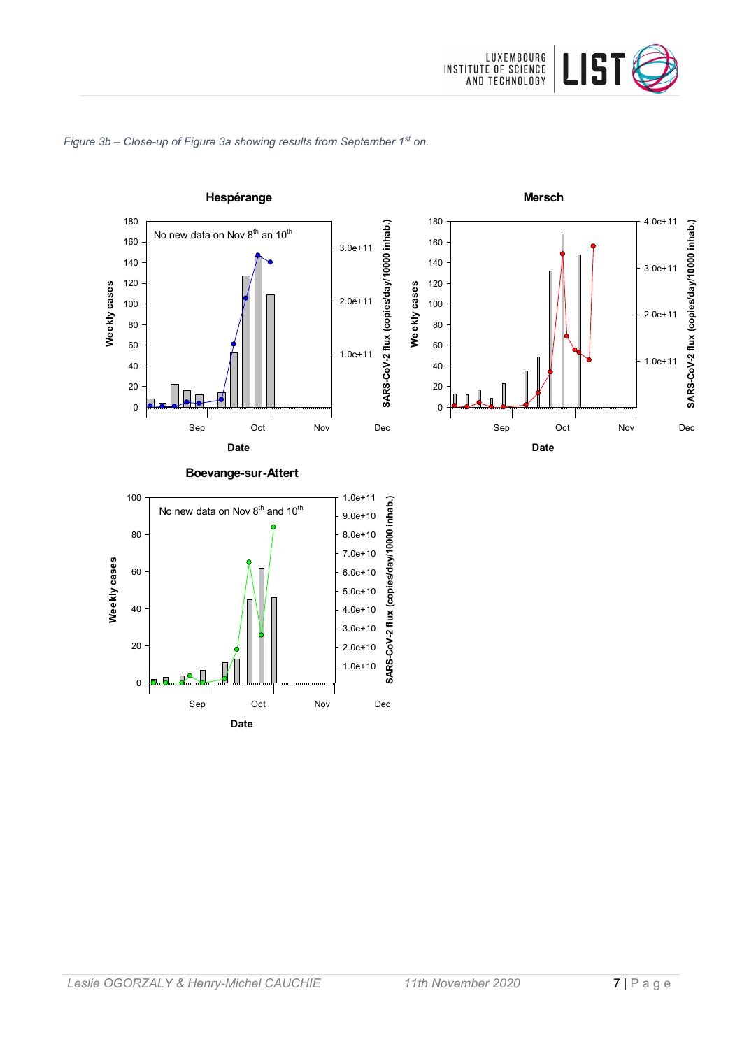*Figure 3b – Close-up of Figure 3a showing results from September 1st on.*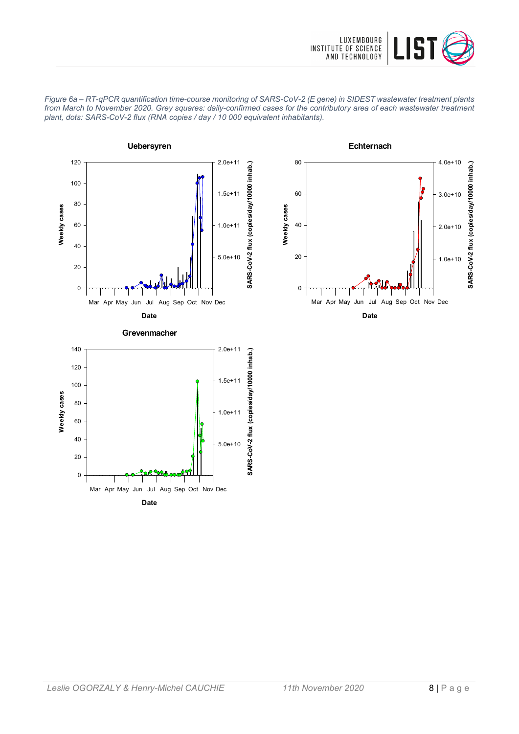*Figure 6a – RT-qPCR quantification time-course monitoring of SARS-CoV-2 (E gene) in SIDEST wastewater treatment plants from March to November 2020. Grey squares: daily-confirmed cases for the contributory area of each wastewater treatment plant, dots: SARS-CoV-2 flux (RNA copies / day / 10 000 equivalent inhabitants).*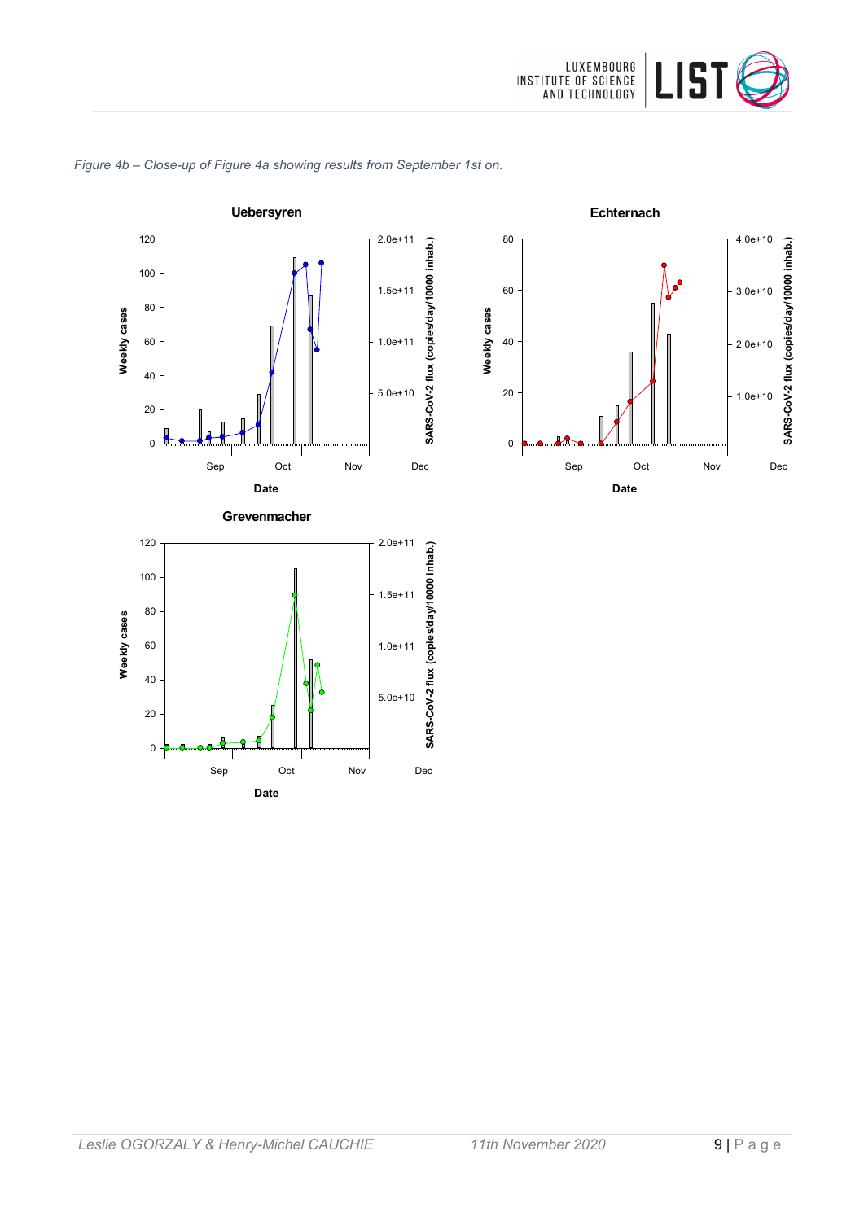*Figure 4b – Close-up of Figure 4a showing results from September 1st on.*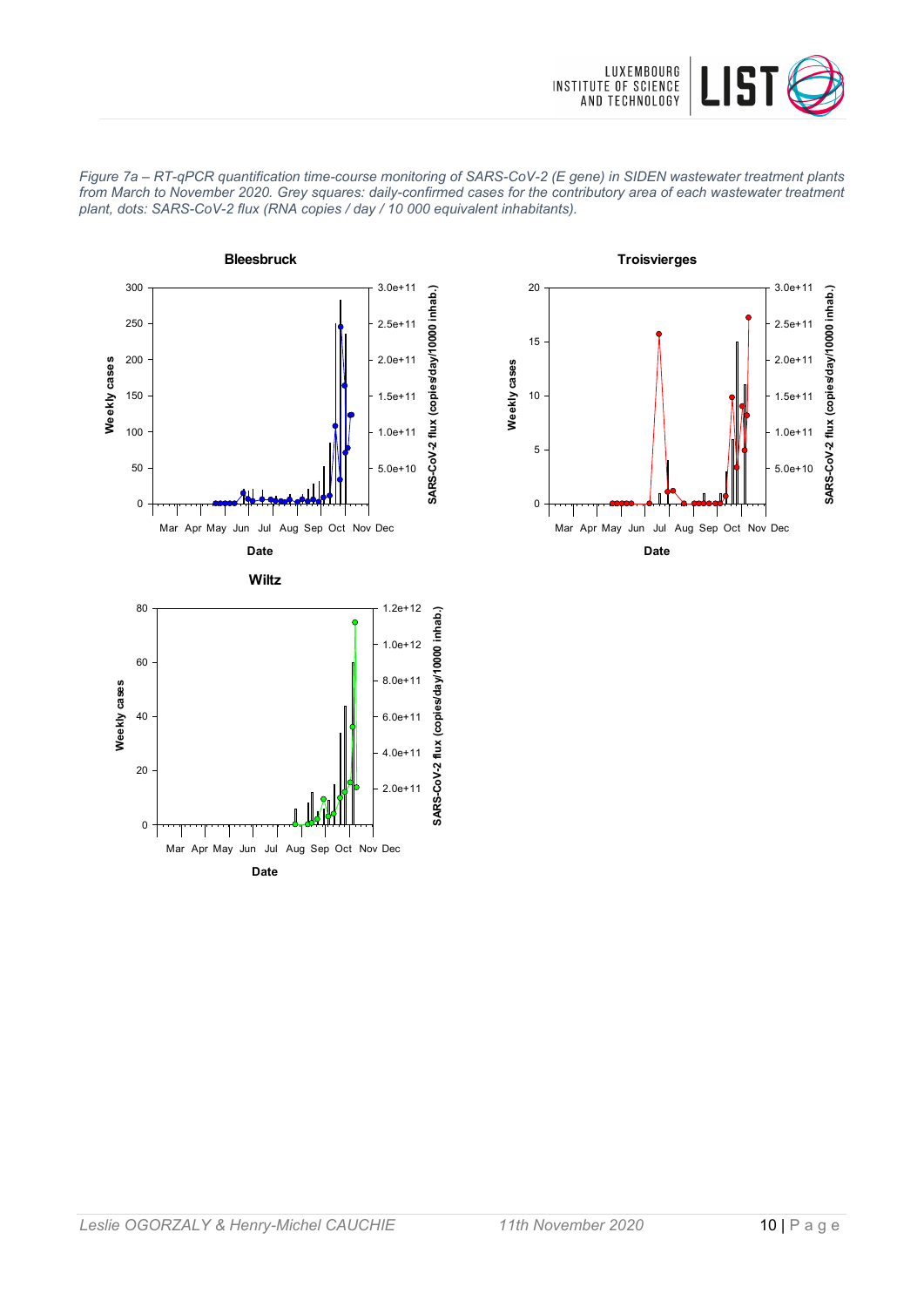*Figure 7a – RT-qPCR quantification time-course monitoring of SARS-CoV-2 (E gene) in SIDEN wastewater treatment plants from March to November 2020. Grey squares: daily-confirmed cases for the contributory area of each wastewater treatment plant, dots: SARS-CoV-2 flux (RNA copies / day / 10 000 equivalent inhabitants).*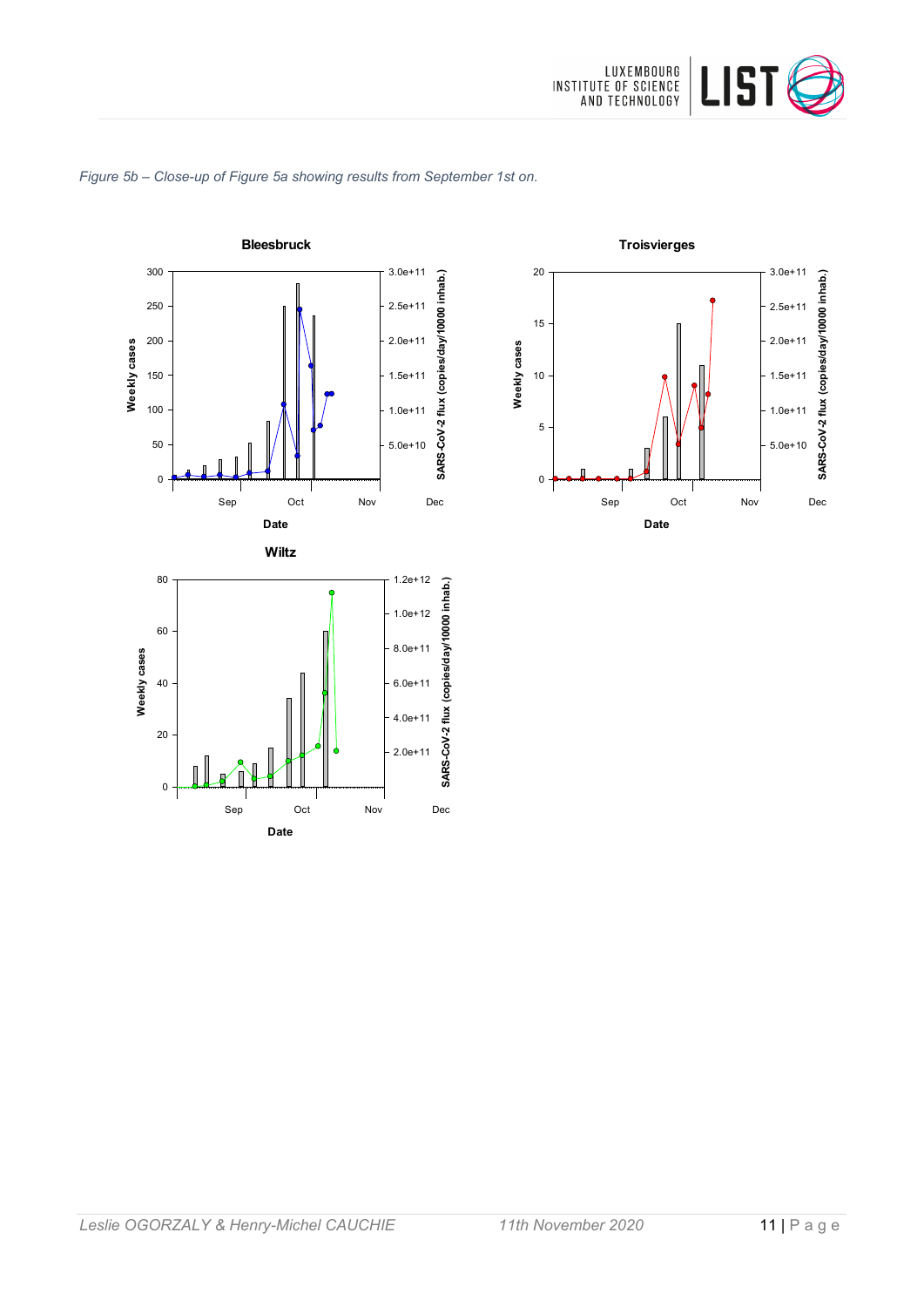*Figure 5b – Close-up of Figure 5a showing results from September 1st on.*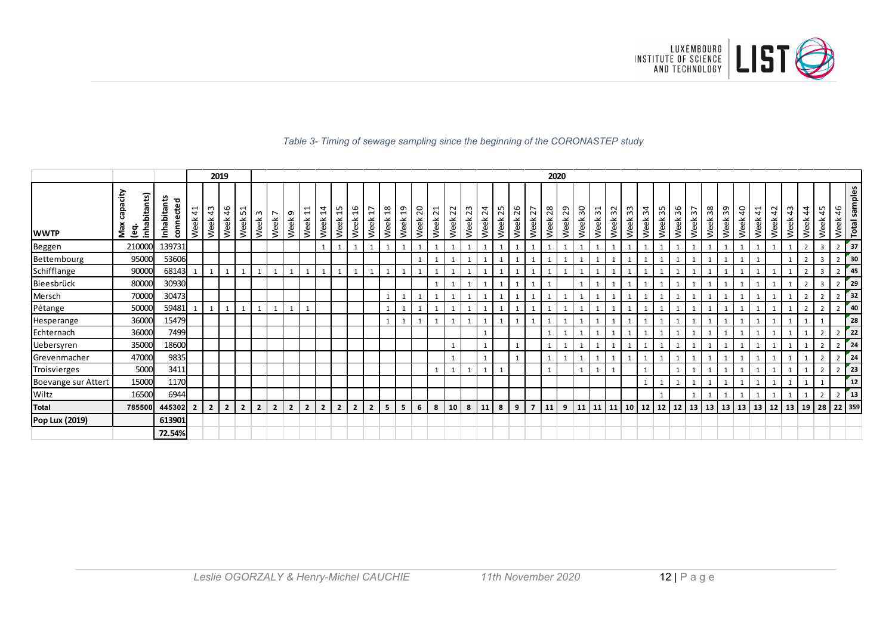*Table 3- Timing of sewage sampling since the beginning of the CORONASTEP study*

| | | | 2019 | | | | 2020 | | | | | | | | | | | | | | | | | | | | | | | | | | | | | | | | | | | | | |
|---|---|---|---|---|---|---|---|---|---|---|---|---|---|---|---|---|---|---|---|---|---|---|---|---|---|---|---|---|---|---|---|---|---|---|---|---|---|---|---|---|---|---|---|---|
| **WWTP** | **Max capacity (eq. inhabitants)** | **Inhabitants connected** | Week 41 | Week 43 | Week 46 | Week 51 | Week 3 | Week 7 | Week 9 | Week 11 | Week 14 | Week 15 | Week 16 | Week 17 | Week 18 | Week 19 | Week 20 | Week 21 | Week 22 | Week 23 | Week 24 | Week 25 | Week 26 | Week 27 | Week 28 | Week 29 | Week 30 | Week 31 | Week 32 | Week 33 | Week 34 | Week 35 | Week 36 | Week 37 | Week 38 | Week 39 | Week 40 | Week 41 | Week 42 | Week 43 | Week 44 | Week 45 | Week 46 | **Total samples** |
| Beggen | 210000 | 139731 | | | | | | | | | 1 | 1 | 1 | 1 | 1 | 1 | 1 | 1 | 1 | 1 | 1 | 1 | 1 | 1 | 1 | 1 | 1 | 1 | 1 | 1 | 1 | 1 | 1 | 1 | 1 | 1 | 1 | 1 | 1 | 1 | 2 | 3 | 2 | **37** |
| Bettembourg | 95000 | 53606 | | | | | | | | | | | | | | | 1 | 1 | 1 | 1 | 1 | 1 | 1 | 1 | 1 | 1 | 1 | 1 | 1 | 1 | 1 | 1 | 1 | 1 | 1 | 1 | 1 | 1 | | 1 | 2 | 3 | 2 | **30** |
| Schifflange | 90000 | 68143 | 1 | 1 | 1 | 1 | 1 | 1 | 1 | 1 | 1 | 1 | 1 | 1 | 1 | 1 | 1 | 1 | 1 | 1 | 1 | 1 | 1 | 1 | 1 | 1 | 1 | 1 | 1 | 1 | 1 | 1 | 1 | 1 | 1 | 1 | 1 | 1 | 1 | 1 | 2 | 3 | 2 | **45** |
| Bleesbrück | 80000 | 30930 | | | | | | | | | | | | | | | | 1 | 1 | 1 | 1 | 1 | 1 | 1 | 1 | | 1 | 1 | 1 | 1 | 1 | 1 | 1 | 1 | 1 | 1 | 1 | 1 | 1 | 1 | 2 | 3 | 2 | **29** |
| Mersch | 70000 | 30473 | | | | | | | | | | | | | 1 | 1 | 1 | 1 | 1 | 1 | 1 | 1 | 1 | 1 | 1 | 1 | 1 | 1 | 1 | 1 | 1 | 1 | 1 | 1 | 1 | 1 | 1 | 1 | 1 | 1 | 2 | 2 | 2 | **32** |
| Pétange | 50000 | 59481 | 1 | 1 | 1 | 1 | 1 | 1 | 1 | 1 | | | | | 1 | 1 | 1 | 1 | 1 | 1 | 1 | 1 | 1 | 1 | 1 | 1 | 1 | 1 | 1 | 1 | 1 | 1 | 1 | 1 | 1 | 1 | 1 | 1 | 1 | 1 | 2 | 2 | 2 | **40** |
| Hesperange | 36000 | 15479 | | | | | | | | | | | | | 1 | 1 | 1 | 1 | 1 | 1 | 1 | 1 | 1 | 1 | 1 | 1 | 1 | 1 | 1 | 1 | 1 | 1 | 1 | 1 | 1 | 1 | 1 | 1 | 1 | 1 | 1 | 1 | | **28** |
| Echternach | 36000 | 7499 | | | | | | | | | | | | | | | | | | | 1 | | | | 1 | 1 | 1 | 1 | 1 | 1 | 1 | 1 | 1 | 1 | 1 | 1 | 1 | 1 | 1 | 1 | 1 | 2 | 2 | **22** |
| Uebersyren | 35000 | 18600 | | | | | | | | | | | | | | | | | 1 | | 1 | | 1 | | 1 | 1 | 1 | 1 | 1 | 1 | 1 | 1 | 1 | 1 | 1 | 1 | 1 | 1 | 1 | 1 | 1 | 2 | 2 | **24** |
| Grevenmacher | 47000 | 9835 | | | | | | | | | | | | | | | | | 1 | | 1 | | 1 | | 1 | 1 | 1 | 1 | 1 | 1 | 1 | 1 | 1 | 1 | 1 | 1 | 1 | 1 | 1 | 1 | 1 | 2 | 2 | **24** |
| Troisvierges | 5000 | 3411 | | | | | | | | | | | | | | | | 1 | 1 | 1 | 1 | 1 | | | 1 | | 1 | 1 | 1 | | 1 | | 1 | 1 | 1 | 1 | 1 | 1 | 1 | 1 | 1 | 2 | 2 | **23** |
| Boevange sur Attert | 15000 | 1170 | | | | | | | | | | | | | | | | | | | | | | | | | | | | | 1 | 1 | 1 | 1 | 1 | 1 | 1 | 1 | 1 | 1 | 1 | 1 | | **12** |
| Wiltz | 16500 | 6944 | | | | | | | | | | | | | | | | | | | | | | | | | | | | | | 1 | | 1 | 1 | 1 | 1 | 1 | 1 | 1 | 1 | 2 | 2 | **13** |
| **Total** | **785500** | **445302** | **2** | **2** | **2** | **2** | **2** | **2** | **2** | **2** | **2** | **2** | **2** | **2** | **5** | **5** | **6** | **8** | **10** | **8** | **11** | **8** | **9** | **7** | **11** | **9** | **11** | **11** | **11** | **10** | **12** | **12** | **12** | **13** | **13** | **13** | **13** | **13** | **12** | **13** | **19** | **28** | **22** | **359** |
| **Pop Lux (2019)** | | **613901** | | | | | | | | | | | | | | | | | | | | | | | | | | | | | | | | | | | | | | | | | | |
| | | **72.54%** | | | | | | | | | | | | | | | | | | | | | | | | | | | | | | | | | | | | | | | | | | |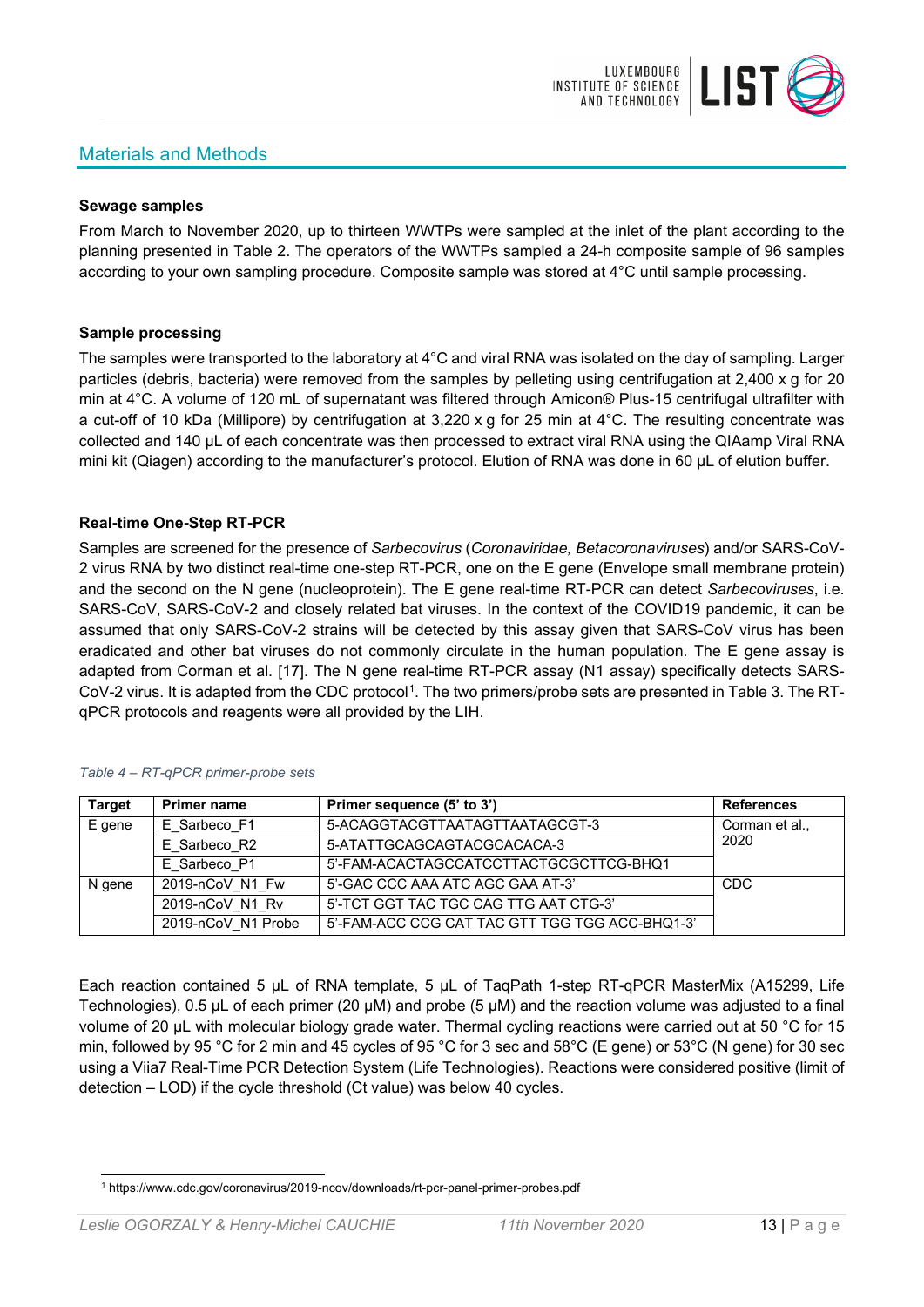## Materials and Methods

**Sewage samples**

From March to November 2020, up to thirteen WWTPs were sampled at the inlet of the plant according to the planning presented in Table 2. The operators of the WWTPs sampled a 24-h composite sample of 96 samples according to your own sampling procedure. Composite sample was stored at 4°C until sample processing.

**Sample processing**

The samples were transported to the laboratory at 4°C and viral RNA was isolated on the day of sampling. Larger particles (debris, bacteria) were removed from the samples by pelleting using centrifugation at 2,400 x g for 20 min at 4°C. A volume of 120 mL of supernatant was filtered through Amicon® Plus-15 centrifugal ultrafilter with a cut-off of 10 kDa (Millipore) by centrifugation at 3,220 x g for 25 min at 4°C. The resulting concentrate was collected and 140 µL of each concentrate was then processed to extract viral RNA using the QIAamp Viral RNA mini kit (Qiagen) according to the manufacturer's protocol. Elution of RNA was done in 60 µL of elution buffer.

**Real-time One-Step RT-PCR**

Samples are screened for the presence of *Sarbecovirus* (*Coronaviridae, Betacoronaviruses*) and/or SARS-CoV-2 virus RNA by two distinct real-time one-step RT-PCR, one on the E gene (Envelope small membrane protein) and the second on the N gene (nucleoprotein). The E gene real-time RT-PCR can detect *Sarbecoviruses*, i.e. SARS-CoV, SARS-CoV-2 and closely related bat viruses. In the context of the COVID19 pandemic, it can be assumed that only SARS-CoV-2 strains will be detected by this assay given that SARS-CoV virus has been eradicated and other bat viruses do not commonly circulate in the human population. The E gene assay is adapted from Corman et al. [17]. The N gene real-time RT-PCR assay (N1 assay) specifically detects SARS-CoV-2 virus. It is adapted from the CDC protocol[1]. The two primers/probe sets are presented in Table 3. The RT-qPCR protocols and reagents were all provided by the LIH.

*Table 4 – RT-qPCR primer-probe sets*

| Target | Primer name | Primer sequence (5' to 3') | References |
|---|---|---|---|
| E gene | E_Sarbeco_F1 | 5-ACAGGTACGTTAATAGTTAATAGCGT-3 | Corman et al., 2020 |
| | E_Sarbeco_R2 | 5-ATATTGCAGCAGTACGCACACA-3 | |
| | E_Sarbeco_P1 | 5'-FAM-ACACTAGCCATCCTTACTGCGCTTCG-BHQ1 | |
| N gene | 2019-nCoV_N1_Fw | 5'-GAC CCC AAA ATC AGC GAA AT-3' | CDC |
| | 2019-nCoV_N1_Rv | 5'-TCT GGT TAC TGC CAG TTG AAT CTG-3' | |
| | 2019-nCoV_N1 Probe | 5'-FAM-ACC CCG CAT TAC GTT TGG TGG ACC-BHQ1-3' | |

Each reaction contained 5 µL of RNA template, 5 µL of TaqPath 1-step RT-qPCR MasterMix (A15299, Life Technologies), 0.5 µL of each primer (20 µM) and probe (5 µM) and the reaction volume was adjusted to a final volume of 20 µL with molecular biology grade water. Thermal cycling reactions were carried out at 50 °C for 15 min, followed by 95 °C for 2 min and 45 cycles of 95 °C for 3 sec and 58°C (E gene) or 53°C (N gene) for 30 sec using a Viia7 Real-Time PCR Detection System (Life Technologies). Reactions were considered positive (limit of detection – LOD) if the cycle threshold (Ct value) was below 40 cycles.

[1] https://www.cdc.gov/coronavirus/2019-ncov/downloads/rt-pcr-panel-primer-probes.pdf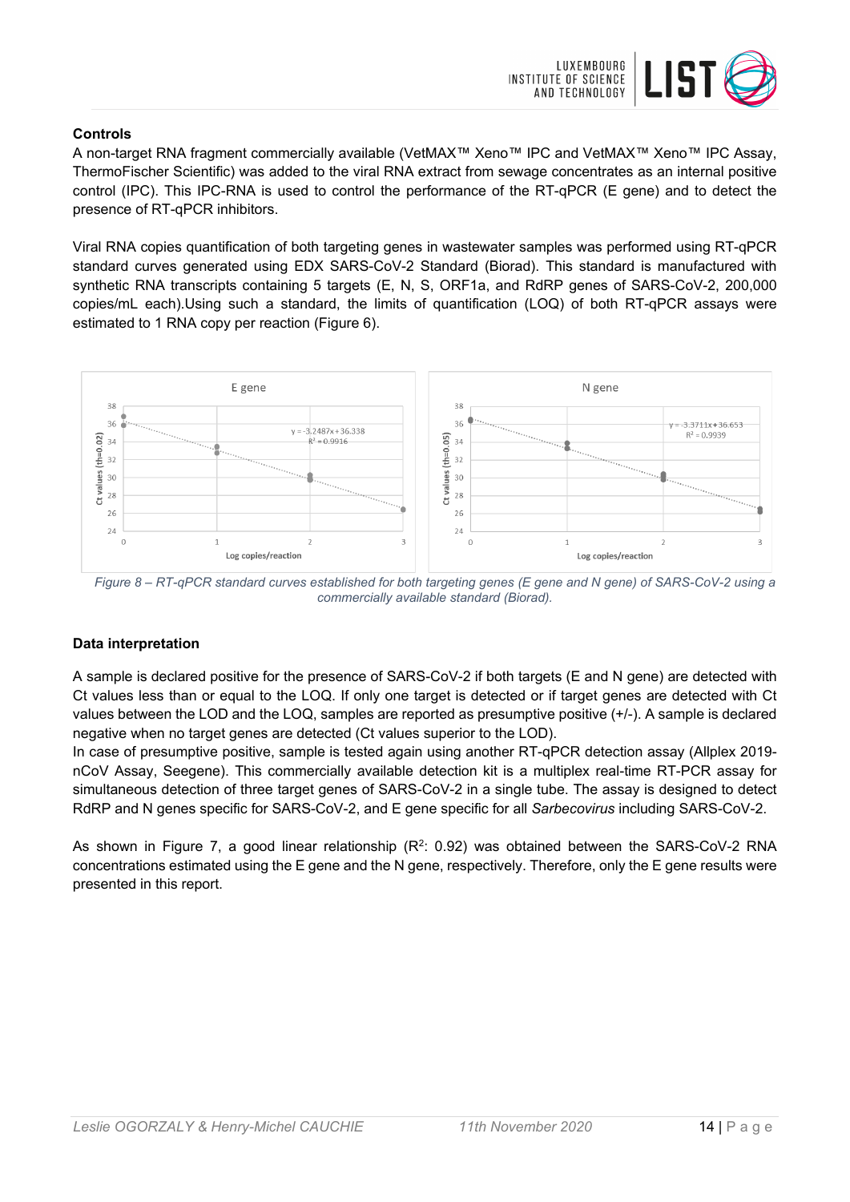#### Controls

A non-target RNA fragment commercially available (VetMAX™ Xeno™ IPC and VetMAX™ Xeno™ IPC Assay, ThermoFischer Scientific) was added to the viral RNA extract from sewage concentrates as an internal positive control (IPC). This IPC-RNA is used to control the performance of the RT-qPCR (E gene) and to detect the presence of RT-qPCR inhibitors.

Viral RNA copies quantification of both targeting genes in wastewater samples was performed using RT-qPCR standard curves generated using EDX SARS-CoV-2 Standard (Biorad). This standard is manufactured with synthetic RNA transcripts containing 5 targets (E, N, S, ORF1a, and RdRP genes of SARS-CoV-2, 200,000 copies/mL each).Using such a standard, the limits of quantification (LOQ) of both RT-qPCR assays were estimated to 1 RNA copy per reaction (Figure 6).

*Figure 8 – RT-qPCR standard curves established for both targeting genes (E gene and N gene) of SARS-CoV-2 using a commercially available standard (Biorad).*

#### Data interpretation

A sample is declared positive for the presence of SARS-CoV-2 if both targets (E and N gene) are detected with Ct values less than or equal to the LOQ. If only one target is detected or if target genes are detected with Ct values between the LOD and the LOQ, samples are reported as presumptive positive (+/-). A sample is declared negative when no target genes are detected (Ct values superior to the LOD).

In case of presumptive positive, sample is tested again using another RT-qPCR detection assay (Allplex 2019-nCoV Assay, Seegene). This commercially available detection kit is a multiplex real-time RT-PCR assay for simultaneous detection of three target genes of SARS-CoV-2 in a single tube. The assay is designed to detect RdRP and N genes specific for SARS-CoV-2, and E gene specific for all *Sarbecovirus* including SARS-CoV-2.

As shown in Figure 7, a good linear relationship ($R^2$: 0.92) was obtained between the SARS-CoV-2 RNA concentrations estimated using the E gene and the N gene, respectively. Therefore, only the E gene results were presented in this report.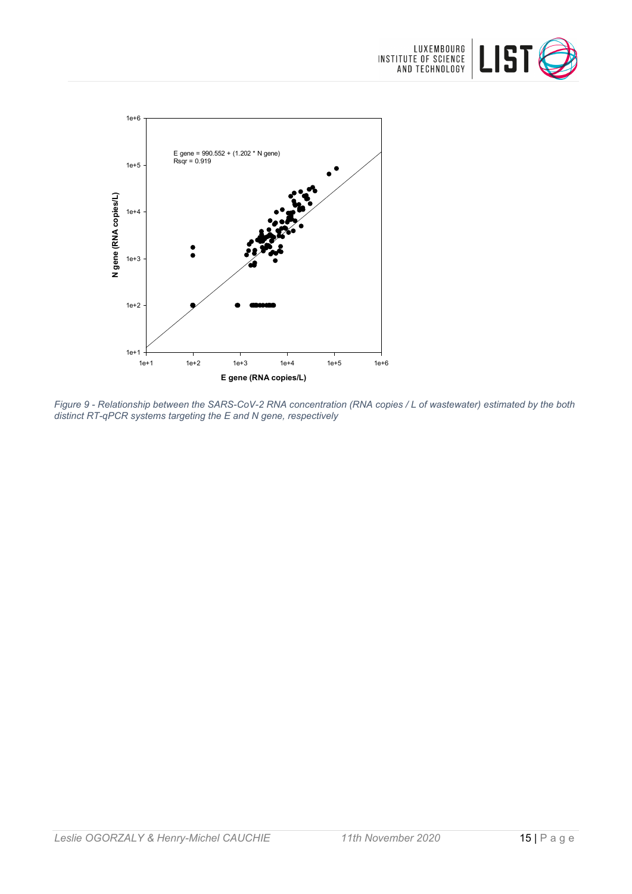1e+6

1e+5

1e+4

1e+3

1e+2

1e+1

E gene = 990.552 + (1.202 * N gene)
Rsqr = 0.919

N gene (RNA copies/L)

1e+1 1e+2 1e+3 1e+4 1e+5 1e+6

E gene (RNA copies/L)

*Figure 9 - Relationship between the SARS-CoV-2 RNA concentration (RNA copies / L of wastewater) estimated by the both distinct RT-qPCR systems targeting the E and N gene, respectively*